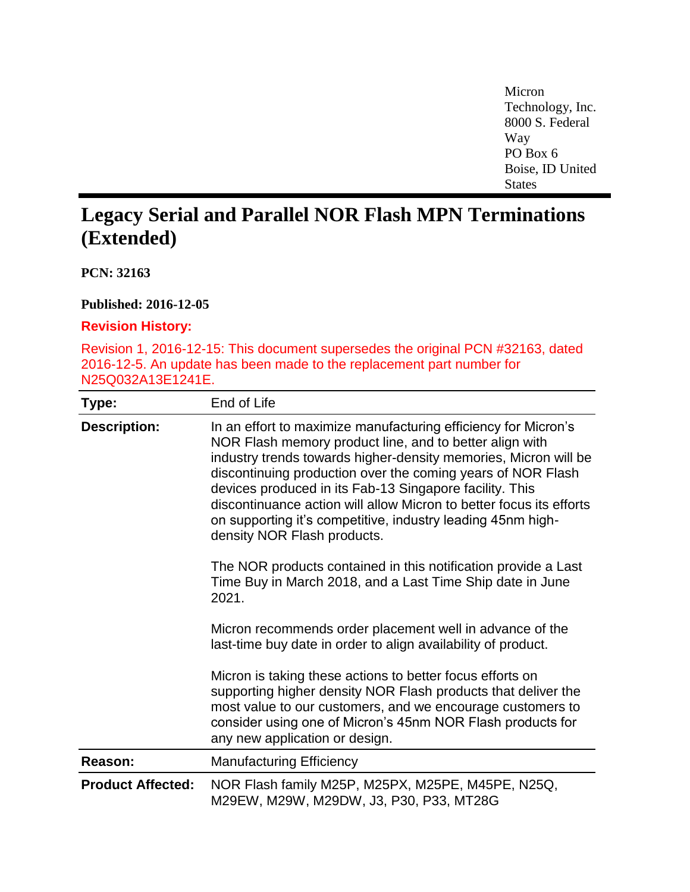Micron Technology, Inc.
8000 S. Federal Way
PO Box 6
Boise, ID United States

# Legacy Serial and Parallel NOR Flash MPN Terminations (Extended)

**PCN: 32163**

**Published: 2016-12-05**

**Revision History:**

Revision 1, 2016-12-15: This document supersedes the original PCN #32163, dated 2016-12-5. An update has been made to the replacement part number for N25Q032A13E1241E.

| | |
|---|---|
| **Type:** | End of Life |
| **Description:** | In an effort to maximize manufacturing efficiency for Micron's NOR Flash memory product line, and to better align with industry trends towards higher-density memories, Micron will be discontinuing production over the coming years of NOR Flash devices produced in its Fab-13 Singapore facility. This discontinuance action will allow Micron to better focus its efforts on supporting it's competitive, industry leading 45nm high-density NOR Flash products.<br><br>The NOR products contained in this notification provide a Last Time Buy in March 2018, and a Last Time Ship date in June 2021.<br><br>Micron recommends order placement well in advance of the last-time buy date in order to align availability of product.<br><br>Micron is taking these actions to better focus efforts on supporting higher density NOR Flash products that deliver the most value to our customers, and we encourage customers to consider using one of Micron's 45nm NOR Flash products for any new application or design. |
| **Reason:** | Manufacturing Efficiency |
| **Product Affected:** | NOR Flash family M25P, M25PX, M25PE, M45PE, N25Q, M29EW, M29W, M29DW, J3, P30, P33, MT28G |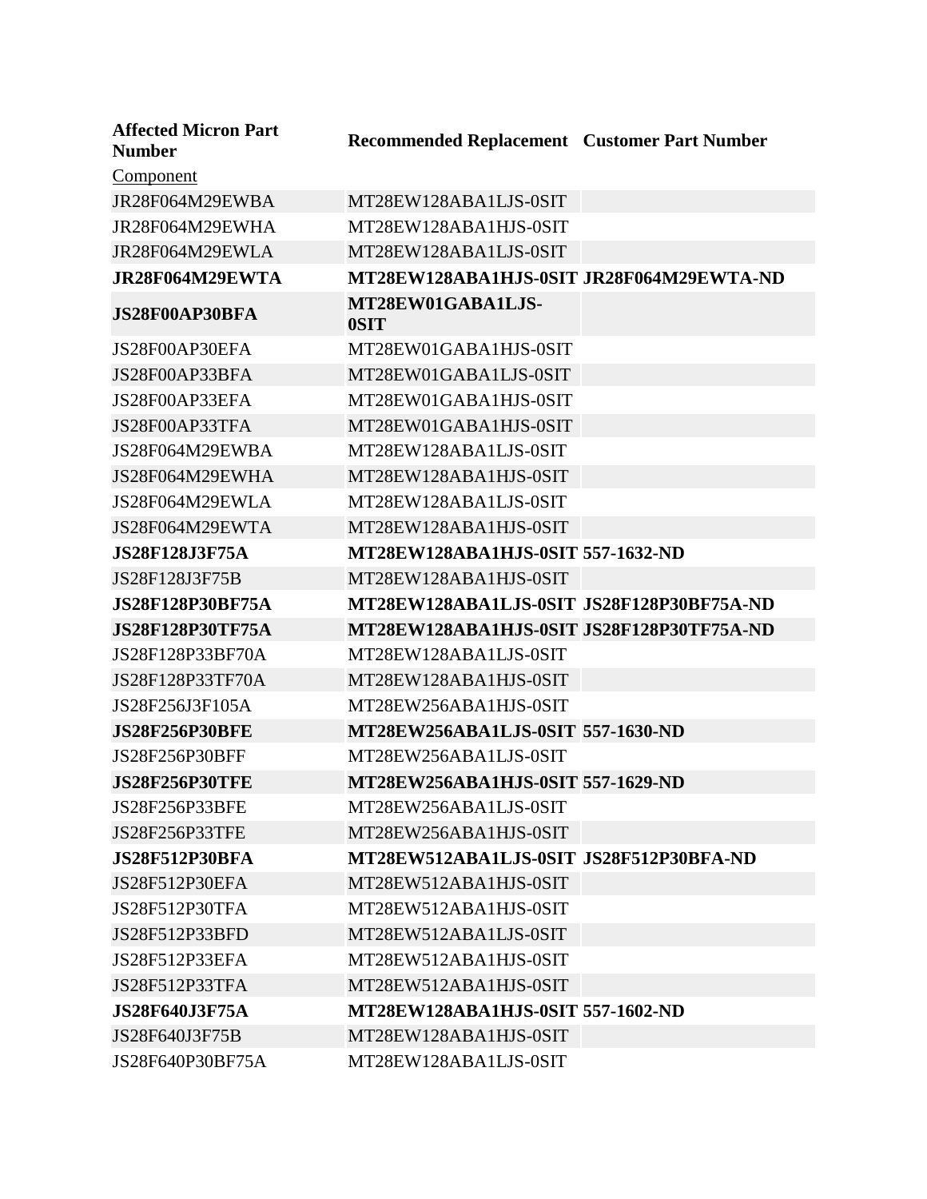| Affected Micron Part Number | Recommended Replacement | Customer Part Number |
|---|---|---|
| Component | | |
| JR28F064M29EWBA | MT28EW128ABA1LJS-0SIT | |
| JR28F064M29EWHA | MT28EW128ABA1HJS-0SIT | |
| JR28F064M29EWLA | MT28EW128ABA1LJS-0SIT | |
| **JR28F064M29EWTA** | **MT28EW128ABA1HJS-0SIT** | **JR28F064M29EWTA-ND** |
| **JS28F00AP30BFA** | **MT28EW01GABA1LJS-0SIT** | |
| JS28F00AP30EFA | MT28EW01GABA1HJS-0SIT | |
| JS28F00AP33BFA | MT28EW01GABA1LJS-0SIT | |
| JS28F00AP33EFA | MT28EW01GABA1HJS-0SIT | |
| JS28F00AP33TFA | MT28EW01GABA1HJS-0SIT | |
| JS28F064M29EWBA | MT28EW128ABA1LJS-0SIT | |
| JS28F064M29EWHA | MT28EW128ABA1HJS-0SIT | |
| JS28F064M29EWLA | MT28EW128ABA1LJS-0SIT | |
| JS28F064M29EWTA | MT28EW128ABA1HJS-0SIT | |
| **JS28F128J3F75A** | **MT28EW128ABA1HJS-0SIT** | **557-1632-ND** |
| JS28F128J3F75B | MT28EW128ABA1HJS-0SIT | |
| **JS28F128P30BF75A** | **MT28EW128ABA1LJS-0SIT** | **JS28F128P30BF75A-ND** |
| **JS28F128P30TF75A** | **MT28EW128ABA1HJS-0SIT** | **JS28F128P30TF75A-ND** |
| JS28F128P33BF70A | MT28EW128ABA1LJS-0SIT | |
| JS28F128P33TF70A | MT28EW128ABA1HJS-0SIT | |
| JS28F256J3F105A | MT28EW256ABA1HJS-0SIT | |
| **JS28F256P30BFE** | **MT28EW256ABA1LJS-0SIT** | **557-1630-ND** |
| JS28F256P30BFF | MT28EW256ABA1LJS-0SIT | |
| **JS28F256P30TFE** | **MT28EW256ABA1HJS-0SIT** | **557-1629-ND** |
| JS28F256P33BFE | MT28EW256ABA1LJS-0SIT | |
| JS28F256P33TFE | MT28EW256ABA1HJS-0SIT | |
| **JS28F512P30BFA** | **MT28EW512ABA1LJS-0SIT** | **JS28F512P30BFA-ND** |
| JS28F512P30EFA | MT28EW512ABA1HJS-0SIT | |
| JS28F512P30TFA | MT28EW512ABA1HJS-0SIT | |
| JS28F512P33BFD | MT28EW512ABA1LJS-0SIT | |
| JS28F512P33EFA | MT28EW512ABA1HJS-0SIT | |
| JS28F512P33TFA | MT28EW512ABA1HJS-0SIT | |
| **JS28F640J3F75A** | **MT28EW128ABA1HJS-0SIT** | **557-1602-ND** |
| JS28F640J3F75B | MT28EW128ABA1HJS-0SIT | |
| JS28F640P30BF75A | MT28EW128ABA1LJS-0SIT | |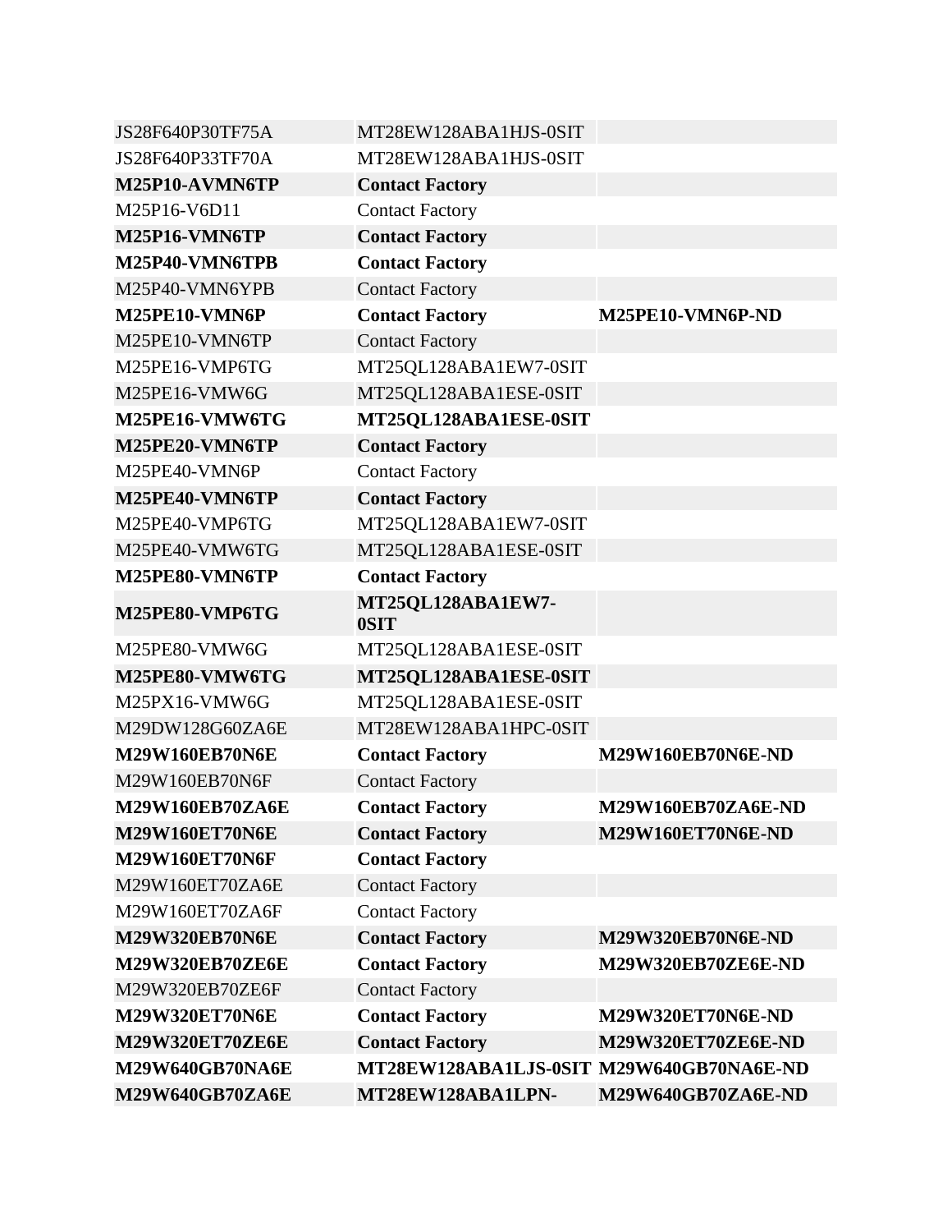| | | |
|---|---|---|
| JS28F640P30TF75A | MT28EW128ABA1HJS-0SIT | |
| JS28F640P33TF70A | MT28EW128ABA1HJS-0SIT | |
| **M25P10-AVMN6TP** | **Contact Factory** | |
| M25P16-V6D11 | Contact Factory | |
| **M25P16-VMN6TP** | **Contact Factory** | |
| **M25P40-VMN6TPB** | **Contact Factory** | |
| M25P40-VMN6YPB | Contact Factory | |
| **M25PE10-VMN6P** | **Contact Factory** | **M25PE10-VMN6P-ND** |
| M25PE10-VMN6TP | Contact Factory | |
| M25PE16-VMP6TG | MT25QL128ABA1EW7-0SIT | |
| M25PE16-VMW6G | MT25QL128ABA1ESE-0SIT | |
| **M25PE16-VMW6TG** | **MT25QL128ABA1ESE-0SIT** | |
| **M25PE20-VMN6TP** | **Contact Factory** | |
| M25PE40-VMN6P | Contact Factory | |
| **M25PE40-VMN6TP** | **Contact Factory** | |
| M25PE40-VMP6TG | MT25QL128ABA1EW7-0SIT | |
| M25PE40-VMW6TG | MT25QL128ABA1ESE-0SIT | |
| **M25PE80-VMN6TP** | **Contact Factory** | |
| **M25PE80-VMP6TG** | **MT25QL128ABA1EW7-0SIT** | |
| M25PE80-VMW6G | MT25QL128ABA1ESE-0SIT | |
| **M25PE80-VMW6TG** | **MT25QL128ABA1ESE-0SIT** | |
| M25PX16-VMW6G | MT25QL128ABA1ESE-0SIT | |
| M29DW128G60ZA6E | MT28EW128ABA1HPC-0SIT | |
| **M29W160EB70N6E** | **Contact Factory** | **M29W160EB70N6E-ND** |
| M29W160EB70N6F | Contact Factory | |
| **M29W160EB70ZA6E** | **Contact Factory** | **M29W160EB70ZA6E-ND** |
| **M29W160ET70N6E** | **Contact Factory** | **M29W160ET70N6E-ND** |
| **M29W160ET70N6F** | **Contact Factory** | |
| M29W160ET70ZA6E | Contact Factory | |
| M29W160ET70ZA6F | Contact Factory | |
| **M29W320EB70N6E** | **Contact Factory** | **M29W320EB70N6E-ND** |
| **M29W320EB70ZE6E** | **Contact Factory** | **M29W320EB70ZE6E-ND** |
| M29W320EB70ZE6F | Contact Factory | |
| **M29W320ET70N6E** | **Contact Factory** | **M29W320ET70N6E-ND** |
| **M29W320ET70ZE6E** | **Contact Factory** | **M29W320ET70ZE6E-ND** |
| **M29W640GB70NA6E** | **MT28EW128ABA1LJS-0SIT** | **M29W640GB70NA6E-ND** |
| **M29W640GB70ZA6E** | **MT28EW128ABA1LPN-** | **M29W640GB70ZA6E-ND** |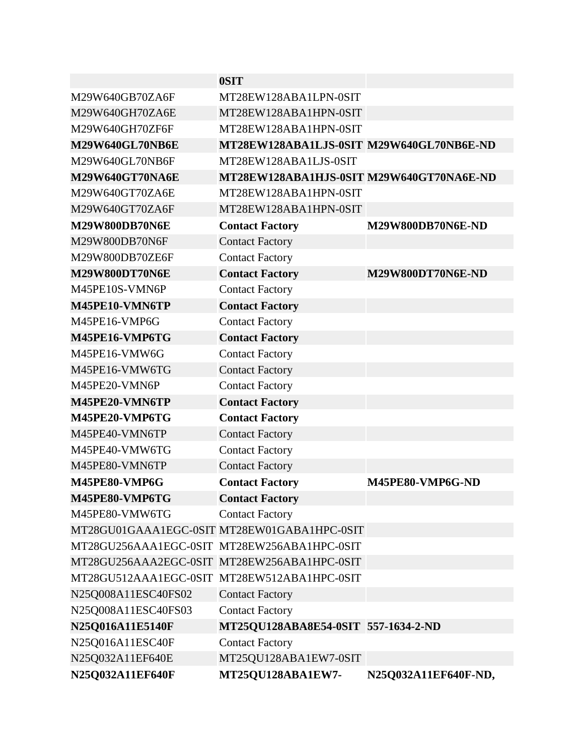| | | |
|---|---|---|
| | **0SIT** | |
| M29W640GB70ZA6F | MT28EW128ABA1LPN-0SIT | |
| M29W640GH70ZA6E | MT28EW128ABA1HPN-0SIT | |
| M29W640GH70ZF6F | MT28EW128ABA1HPN-0SIT | |
| **M29W640GL70NB6E** | **MT28EW128ABA1LJS-0SIT** | **M29W640GL70NB6E-ND** |
| M29W640GL70NB6F | MT28EW128ABA1LJS-0SIT | |
| **M29W640GT70NA6E** | **MT28EW128ABA1HJS-0SIT** | **M29W640GT70NA6E-ND** |
| M29W640GT70ZA6E | MT28EW128ABA1HPN-0SIT | |
| M29W640GT70ZA6F | MT28EW128ABA1HPN-0SIT | |
| **M29W800DB70N6E** | **Contact Factory** | **M29W800DB70N6E-ND** |
| M29W800DB70N6F | Contact Factory | |
| M29W800DB70ZE6F | Contact Factory | |
| **M29W800DT70N6E** | **Contact Factory** | **M29W800DT70N6E-ND** |
| M45PE10S-VMN6P | Contact Factory | |
| **M45PE10-VMN6TP** | **Contact Factory** | |
| M45PE16-VMP6G | Contact Factory | |
| **M45PE16-VMP6TG** | **Contact Factory** | |
| M45PE16-VMW6G | Contact Factory | |
| M45PE16-VMW6TG | Contact Factory | |
| M45PE20-VMN6P | Contact Factory | |
| **M45PE20-VMN6TP** | **Contact Factory** | |
| **M45PE20-VMP6TG** | **Contact Factory** | |
| M45PE40-VMN6TP | Contact Factory | |
| M45PE40-VMW6TG | Contact Factory | |
| M45PE80-VMN6TP | Contact Factory | |
| **M45PE80-VMP6G** | **Contact Factory** | **M45PE80-VMP6G-ND** |
| **M45PE80-VMP6TG** | **Contact Factory** | |
| M45PE80-VMW6TG | Contact Factory | |
| MT28GU01GAAA1EGC-0SIT | MT28EW01GABA1HPC-0SIT | |
| MT28GU256AAA1EGC-0SIT | MT28EW256ABA1HPC-0SIT | |
| MT28GU256AAA2EGC-0SIT | MT28EW256ABA1HPC-0SIT | |
| MT28GU512AAA1EGC-0SIT | MT28EW512ABA1HPC-0SIT | |
| N25Q008A11ESC40FS02 | Contact Factory | |
| N25Q008A11ESC40FS03 | Contact Factory | |
| **N25Q016A11E5140F** | **MT25QU128ABA8E54-0SIT** | **557-1634-2-ND** |
| N25Q016A11ESC40F | Contact Factory | |
| N25Q032A11EF640E | MT25QU128ABA1EW7-0SIT | |
| **N25Q032A11EF640F** | **MT25QU128ABA1EW7-** | **N25Q032A11EF640F-ND,** |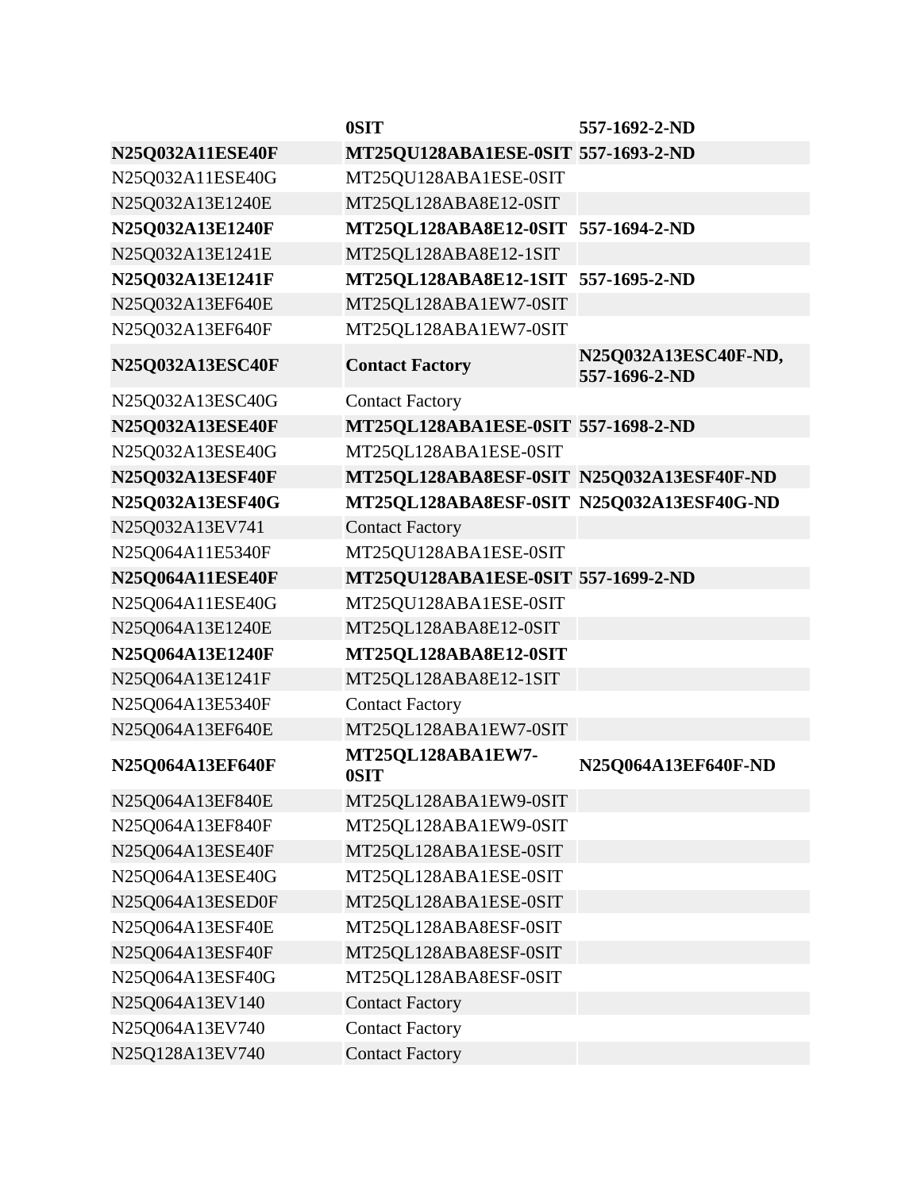| | | |
|---|---|---|
| | **0SIT** | **557-1692-2-ND** |
| **N25Q032A11ESE40F** | **MT25QU128ABA1ESE-0SIT** | **557-1693-2-ND** |
| N25Q032A11ESE40G | MT25QU128ABA1ESE-0SIT | |
| N25Q032A13E1240E | MT25QL128ABA8E12-0SIT | |
| **N25Q032A13E1240F** | **MT25QL128ABA8E12-0SIT** | **557-1694-2-ND** |
| N25Q032A13E1241E | MT25QL128ABA8E12-1SIT | |
| **N25Q032A13E1241F** | **MT25QL128ABA8E12-1SIT** | **557-1695-2-ND** |
| N25Q032A13EF640E | MT25QL128ABA1EW7-0SIT | |
| N25Q032A13EF640F | MT25QL128ABA1EW7-0SIT | |
| **N25Q032A13ESC40F** | **Contact Factory** | **N25Q032A13ESC40F-ND, 557-1696-2-ND** |
| N25Q032A13ESC40G | Contact Factory | |
| **N25Q032A13ESE40F** | **MT25QL128ABA1ESE-0SIT** | **557-1698-2-ND** |
| N25Q032A13ESE40G | MT25QL128ABA1ESE-0SIT | |
| **N25Q032A13ESF40F** | **MT25QL128ABA8ESF-0SIT** | **N25Q032A13ESF40F-ND** |
| **N25Q032A13ESF40G** | **MT25QL128ABA8ESF-0SIT** | **N25Q032A13ESF40G-ND** |
| N25Q032A13EV741 | Contact Factory | |
| N25Q064A11E5340F | MT25QU128ABA1ESE-0SIT | |
| **N25Q064A11ESE40F** | **MT25QU128ABA1ESE-0SIT** | **557-1699-2-ND** |
| N25Q064A11ESE40G | MT25QU128ABA1ESE-0SIT | |
| N25Q064A13E1240E | MT25QL128ABA8E12-0SIT | |
| **N25Q064A13E1240F** | **MT25QL128ABA8E12-0SIT** | |
| N25Q064A13E1241F | MT25QL128ABA8E12-1SIT | |
| N25Q064A13E5340F | Contact Factory | |
| N25Q064A13EF640E | MT25QL128ABA1EW7-0SIT | |
| **N25Q064A13EF640F** | **MT25QL128ABA1EW7-0SIT** | **N25Q064A13EF640F-ND** |
| N25Q064A13EF840E | MT25QL128ABA1EW9-0SIT | |
| N25Q064A13EF840F | MT25QL128ABA1EW9-0SIT | |
| N25Q064A13ESE40F | MT25QL128ABA1ESE-0SIT | |
| N25Q064A13ESE40G | MT25QL128ABA1ESE-0SIT | |
| N25Q064A13ESED0F | MT25QL128ABA1ESE-0SIT | |
| N25Q064A13ESF40E | MT25QL128ABA8ESF-0SIT | |
| N25Q064A13ESF40F | MT25QL128ABA8ESF-0SIT | |
| N25Q064A13ESF40G | MT25QL128ABA8ESF-0SIT | |
| N25Q064A13EV140 | Contact Factory | |
| N25Q064A13EV740 | Contact Factory | |
| N25Q128A13EV740 | Contact Factory | |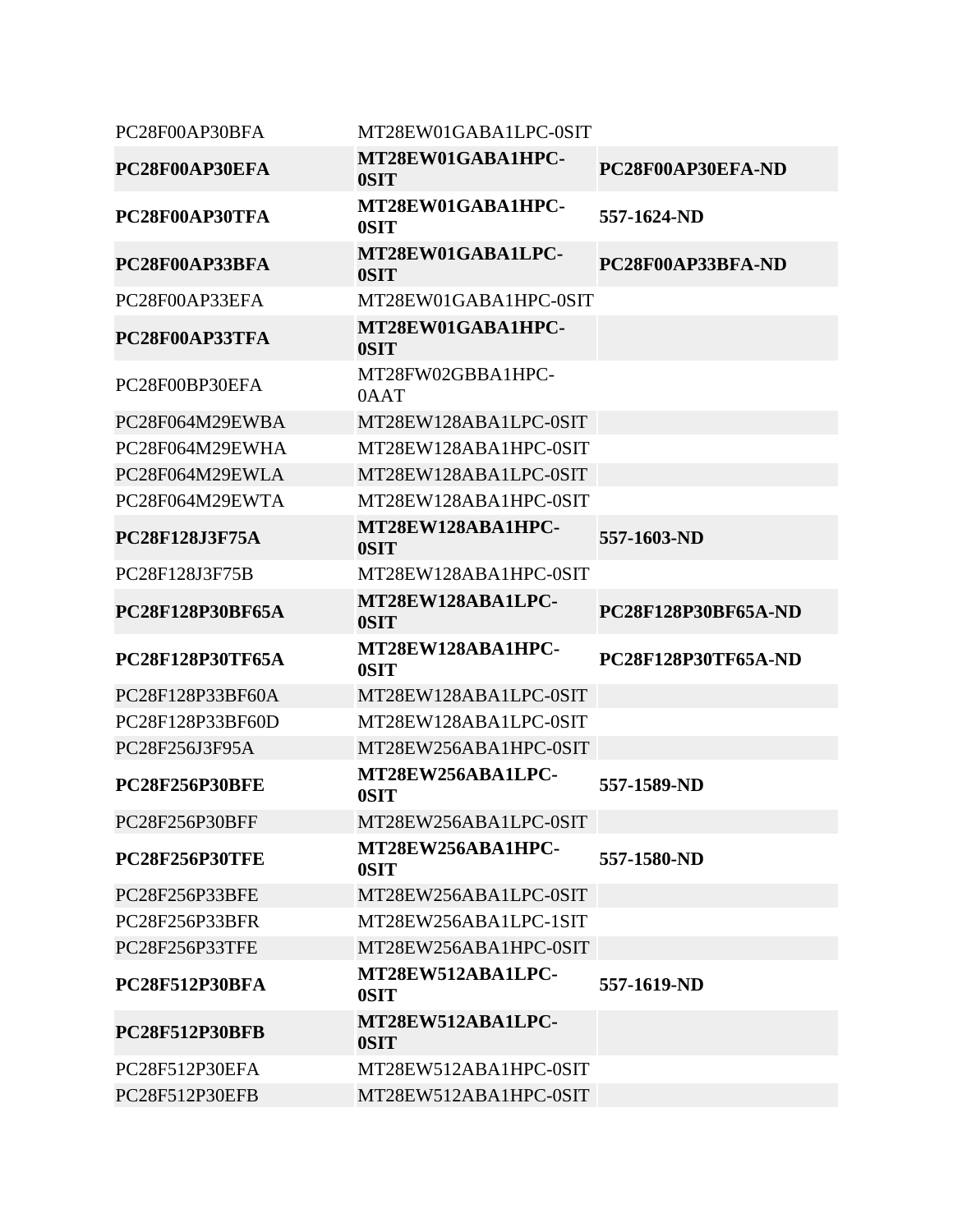| | | |
|---|---|---|
| PC28F00AP30BFA | MT28EW01GABA1LPC-0SIT | |
| **PC28F00AP30EFA** | **MT28EW01GABA1HPC-0SIT** | **PC28F00AP30EFA-ND** |
| **PC28F00AP30TFA** | **MT28EW01GABA1HPC-0SIT** | **557-1624-ND** |
| **PC28F00AP33BFA** | **MT28EW01GABA1LPC-0SIT** | **PC28F00AP33BFA-ND** |
| PC28F00AP33EFA | MT28EW01GABA1HPC-0SIT | |
| **PC28F00AP33TFA** | **MT28EW01GABA1HPC-0SIT** | |
| PC28F00BP30EFA | MT28FW02GBBA1HPC-0AAT | |
| PC28F064M29EWBA | MT28EW128ABA1LPC-0SIT | |
| PC28F064M29EWHA | MT28EW128ABA1HPC-0SIT | |
| PC28F064M29EWLA | MT28EW128ABA1LPC-0SIT | |
| PC28F064M29EWTA | MT28EW128ABA1HPC-0SIT | |
| **PC28F128J3F75A** | **MT28EW128ABA1HPC-0SIT** | **557-1603-ND** |
| PC28F128J3F75B | MT28EW128ABA1HPC-0SIT | |
| **PC28F128P30BF65A** | **MT28EW128ABA1LPC-0SIT** | **PC28F128P30BF65A-ND** |
| **PC28F128P30TF65A** | **MT28EW128ABA1HPC-0SIT** | **PC28F128P30TF65A-ND** |
| PC28F128P33BF60A | MT28EW128ABA1LPC-0SIT | |
| PC28F128P33BF60D | MT28EW128ABA1LPC-0SIT | |
| PC28F256J3F95A | MT28EW256ABA1HPC-0SIT | |
| **PC28F256P30BFE** | **MT28EW256ABA1LPC-0SIT** | **557-1589-ND** |
| PC28F256P30BFF | MT28EW256ABA1LPC-0SIT | |
| **PC28F256P30TFE** | **MT28EW256ABA1HPC-0SIT** | **557-1580-ND** |
| PC28F256P33BFE | MT28EW256ABA1LPC-0SIT | |
| PC28F256P33BFR | MT28EW256ABA1LPC-1SIT | |
| PC28F256P33TFE | MT28EW256ABA1HPC-0SIT | |
| **PC28F512P30BFA** | **MT28EW512ABA1LPC-0SIT** | **557-1619-ND** |
| **PC28F512P30BFB** | **MT28EW512ABA1LPC-0SIT** | |
| PC28F512P30EFA | MT28EW512ABA1HPC-0SIT | |
| PC28F512P30EFB | MT28EW512ABA1HPC-0SIT | |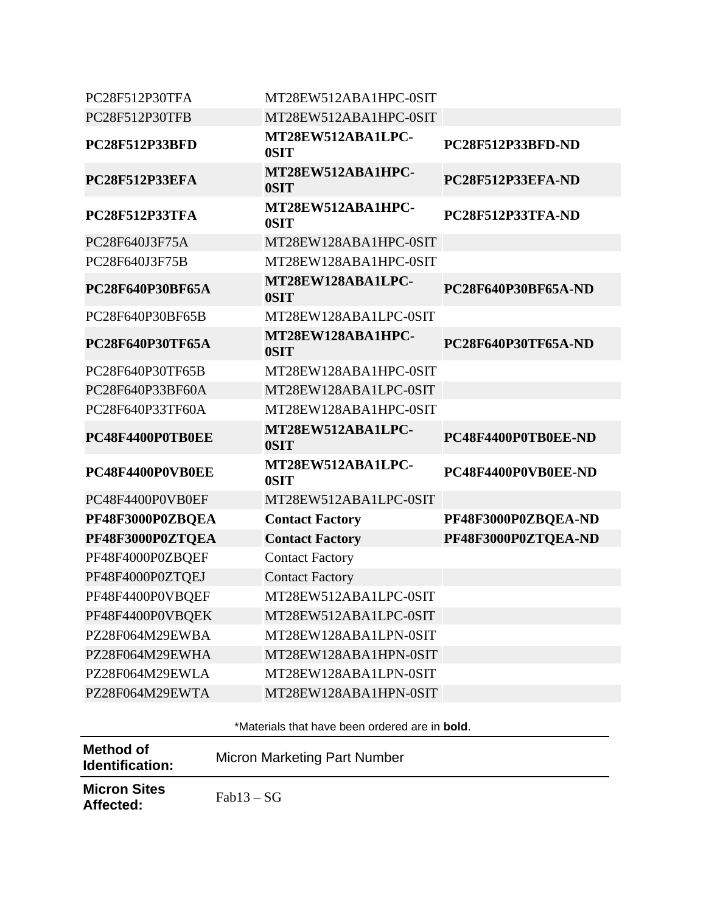| | | |
|---|---|---|
| PC28F512P30TFA | MT28EW512ABA1HPC-0SIT | |
| PC28F512P30TFB | MT28EW512ABA1HPC-0SIT | |
| **PC28F512P33BFD** | **MT28EW512ABA1LPC-0SIT** | **PC28F512P33BFD-ND** |
| **PC28F512P33EFA** | **MT28EW512ABA1HPC-0SIT** | **PC28F512P33EFA-ND** |
| **PC28F512P33TFA** | **MT28EW512ABA1HPC-0SIT** | **PC28F512P33TFA-ND** |
| PC28F640J3F75A | MT28EW128ABA1HPC-0SIT | |
| PC28F640J3F75B | MT28EW128ABA1HPC-0SIT | |
| **PC28F640P30BF65A** | **MT28EW128ABA1LPC-0SIT** | **PC28F640P30BF65A-ND** |
| PC28F640P30BF65B | MT28EW128ABA1LPC-0SIT | |
| **PC28F640P30TF65A** | **MT28EW128ABA1HPC-0SIT** | **PC28F640P30TF65A-ND** |
| PC28F640P30TF65B | MT28EW128ABA1HPC-0SIT | |
| PC28F640P33BF60A | MT28EW128ABA1LPC-0SIT | |
| PC28F640P33TF60A | MT28EW128ABA1HPC-0SIT | |
| **PC48F4400P0TB0EE** | **MT28EW512ABA1LPC-0SIT** | **PC48F4400P0TB0EE-ND** |
| **PC48F4400P0VB0EE** | **MT28EW512ABA1LPC-0SIT** | **PC48F4400P0VB0EE-ND** |
| PC48F4400P0VB0EF | MT28EW512ABA1LPC-0SIT | |
| **PF48F3000P0ZBQEA** | **Contact Factory** | **PF48F3000P0ZBQEA-ND** |
| **PF48F3000P0ZTQEA** | **Contact Factory** | **PF48F3000P0ZTQEA-ND** |
| PF48F4000P0ZBQEF | Contact Factory | |
| PF48F4000P0ZTQEJ | Contact Factory | |
| PF48F4400P0VBQEF | MT28EW512ABA1LPC-0SIT | |
| PF48F4400P0VBQEK | MT28EW512ABA1LPC-0SIT | |
| PZ28F064M29EWBA | MT28EW128ABA1LPN-0SIT | |
| PZ28F064M29EWHA | MT28EW128ABA1HPN-0SIT | |
| PZ28F064M29EWLA | MT28EW128ABA1LPN-0SIT | |
| PZ28F064M29EWTA | MT28EW128ABA1HPN-0SIT | |

*Materials that have been ordered are in **bold**.

| | |
|---|---|
| **Method of Identification:** | Micron Marketing Part Number |
| **Micron Sites Affected:** | Fab13 – SG |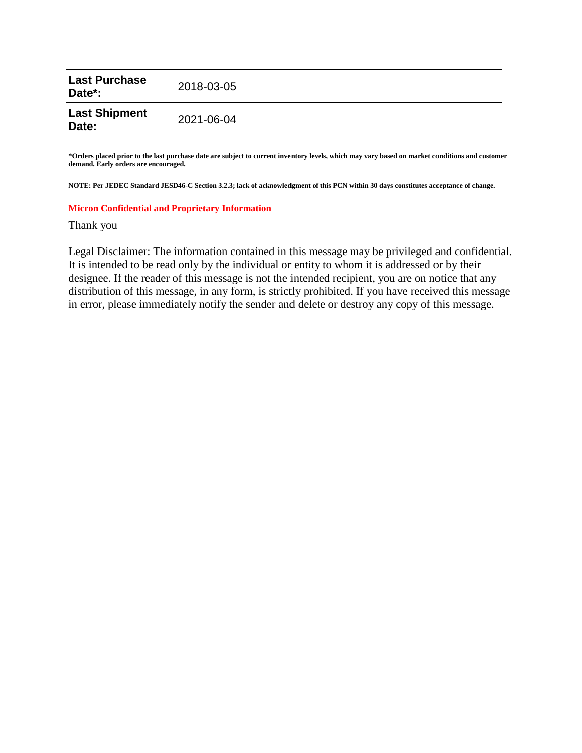| | |
|---|---|
| **Last Purchase Date*:** | 2018-03-05 |
| **Last Shipment Date:** | 2021-06-04 |

***Orders placed prior to the last purchase date are subject to current inventory levels, which may vary based on market conditions and customer demand. Early orders are encouraged.**

**NOTE: Per JEDEC Standard JESD46-C Section 3.2.3; lack of acknowledgment of this PCN within 30 days constitutes acceptance of change.**

**Micron Confidential and Proprietary Information**

Thank you

Legal Disclaimer: The information contained in this message may be privileged and confidential. It is intended to be read only by the individual or entity to whom it is addressed or by their designee. If the reader of this message is not the intended recipient, you are on notice that any distribution of this message, in any form, is strictly prohibited. If you have received this message in error, please immediately notify the sender and delete or destroy any copy of this message.